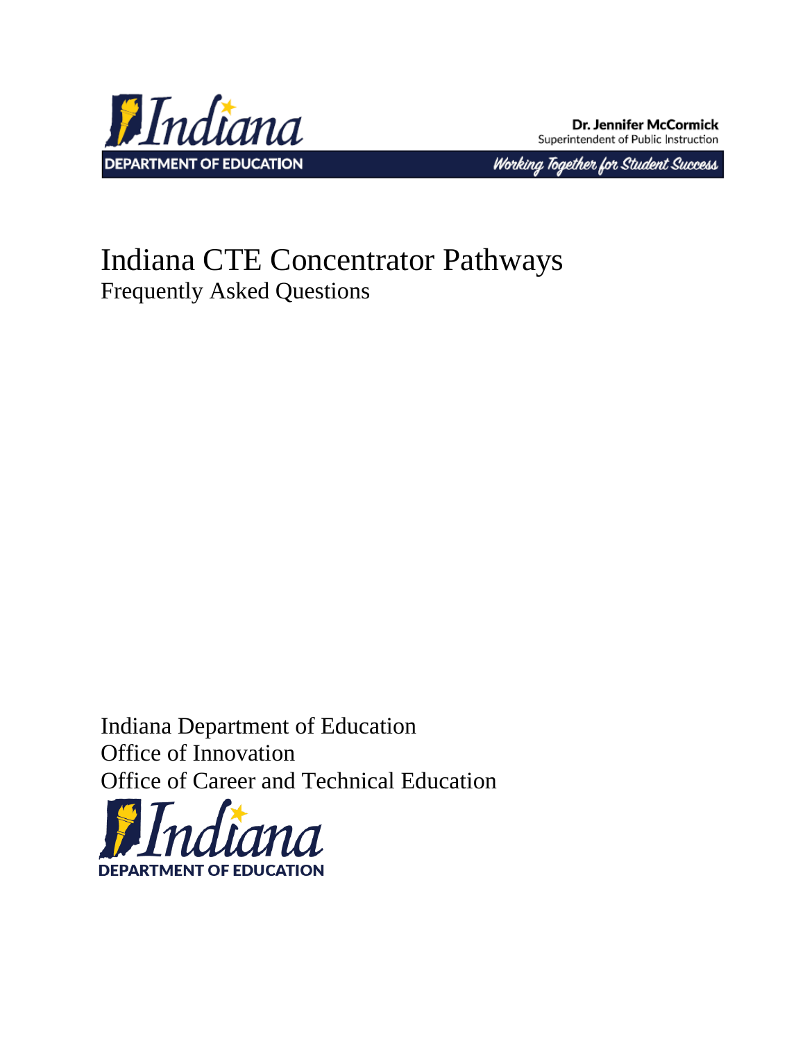Indiana DEPARTMENT OF EDUCATION

**Dr. Jennifer McCormick**
Superintendent of Public Instruction

*Working Together for Student Success*

# Indiana CTE Concentrator Pathways

## Frequently Asked Questions

Indiana Department of Education
Office of Innovation
Office of Career and Technical Education

Indiana DEPARTMENT OF EDUCATION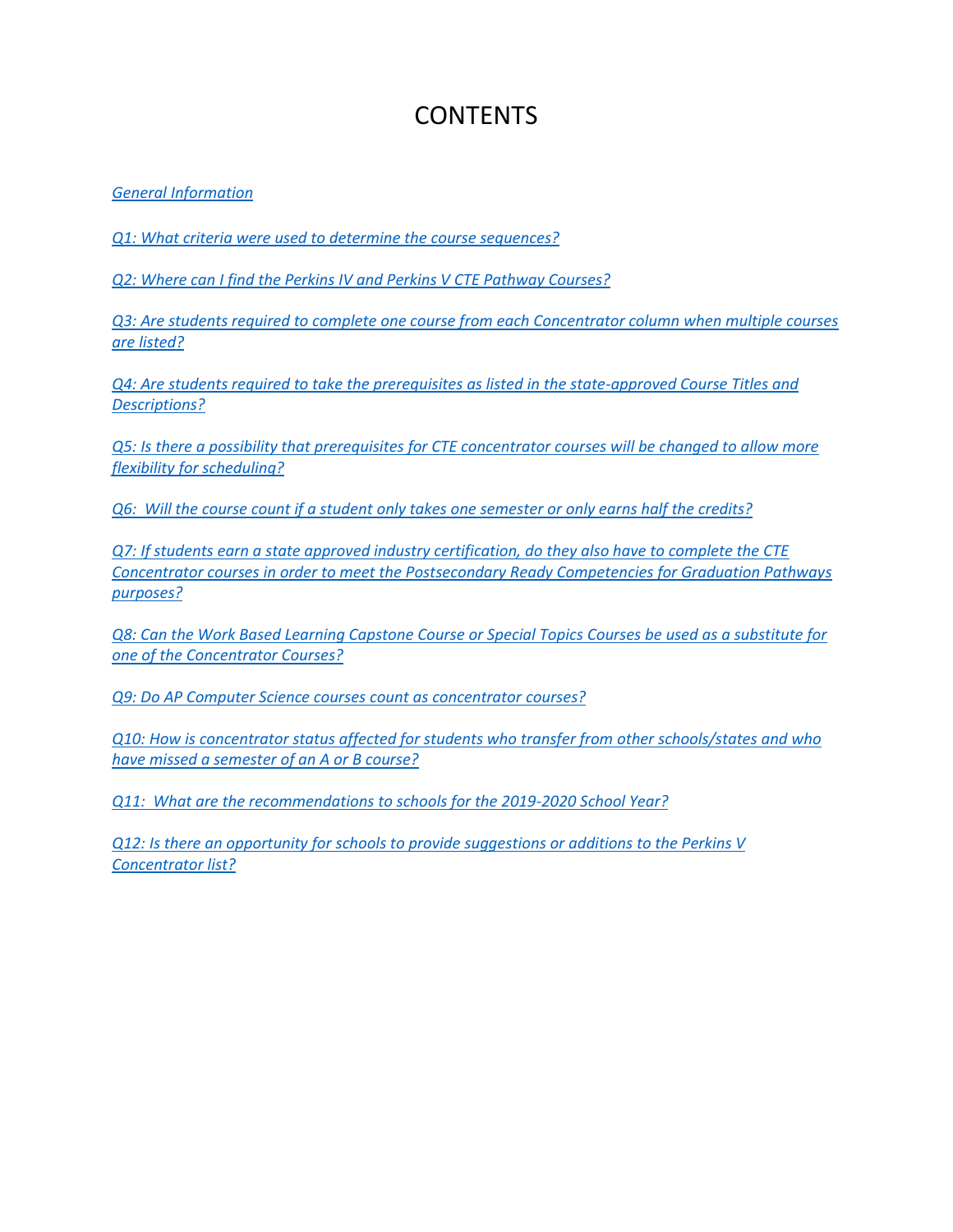# CONTENTS

*General Information*

*Q1: What criteria were used to determine the course sequences?*

*Q2: Where can I find the Perkins IV and Perkins V CTE Pathway Courses?*

*Q3: Are students required to complete one course from each Concentrator column when multiple courses are listed?*

*Q4: Are students required to take the prerequisites as listed in the state-approved Course Titles and Descriptions?*

*Q5: Is there a possibility that prerequisites for CTE concentrator courses will be changed to allow more flexibility for scheduling?*

*Q6: Will the course count if a student only takes one semester or only earns half the credits?*

*Q7: If students earn a state approved industry certification, do they also have to complete the CTE Concentrator courses in order to meet the Postsecondary Ready Competencies for Graduation Pathways purposes?*

*Q8: Can the Work Based Learning Capstone Course or Special Topics Courses be used as a substitute for one of the Concentrator Courses?*

*Q9: Do AP Computer Science courses count as concentrator courses?*

*Q10: How is concentrator status affected for students who transfer from other schools/states and who have missed a semester of an A or B course?*

*Q11: What are the recommendations to schools for the 2019-2020 School Year?*

*Q12: Is there an opportunity for schools to provide suggestions or additions to the Perkins V Concentrator list?*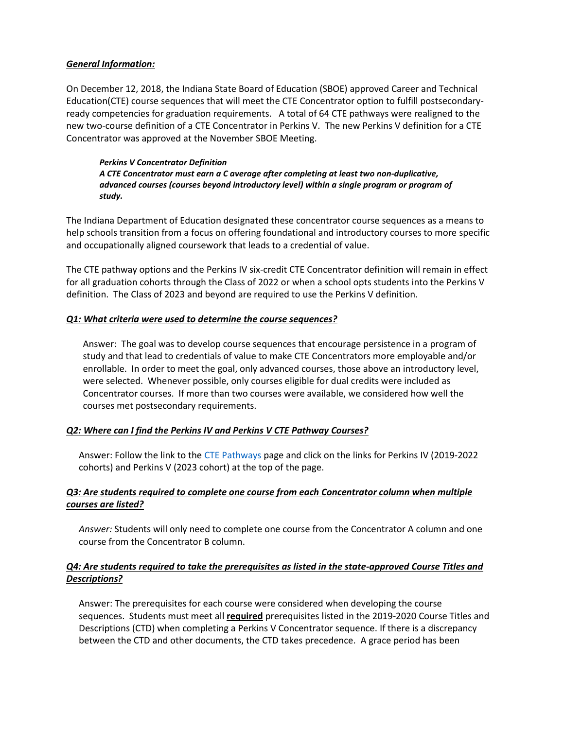***General Information:***

On December 12, 2018, the Indiana State Board of Education (SBOE) approved Career and Technical Education(CTE) course sequences that will meet the CTE Concentrator option to fulfill postsecondary-ready competencies for graduation requirements. A total of 64 CTE pathways were realigned to the new two-course definition of a CTE Concentrator in Perkins V. The new Perkins V definition for a CTE Concentrator was approved at the November SBOE Meeting.

> ***Perkins V Concentrator Definition***
> ***A CTE Concentrator must earn a C average after completing at least two non-duplicative, advanced courses (courses beyond introductory level) within a single program or program of study.***

The Indiana Department of Education designated these concentrator course sequences as a means to help schools transition from a focus on offering foundational and introductory courses to more specific and occupationally aligned coursework that leads to a credential of value.

The CTE pathway options and the Perkins IV six-credit CTE Concentrator definition will remain in effect for all graduation cohorts through the Class of 2022 or when a school opts students into the Perkins V definition. The Class of 2023 and beyond are required to use the Perkins V definition.

***Q1: What criteria were used to determine the course sequences?***

Answer: The goal was to develop course sequences that encourage persistence in a program of study and that lead to credentials of value to make CTE Concentrators more employable and/or enrollable. In order to meet the goal, only advanced courses, those above an introductory level, were selected. Whenever possible, only courses eligible for dual credits were included as Concentrator courses. If more than two courses were available, we considered how well the courses met postsecondary requirements.

***Q2: Where can I find the Perkins IV and Perkins V CTE Pathway Courses?***

Answer: Follow the link to the CTE Pathways page and click on the links for Perkins IV (2019-2022 cohorts) and Perkins V (2023 cohort) at the top of the page.

***Q3: Are students required to complete one course from each Concentrator column when multiple courses are listed?***

*Answer:* Students will only need to complete one course from the Concentrator A column and one course from the Concentrator B column.

***Q4: Are students required to take the prerequisites as listed in the state-approved Course Titles and Descriptions?***

Answer: The prerequisites for each course were considered when developing the course sequences. Students must meet all **required** prerequisites listed in the 2019-2020 Course Titles and Descriptions (CTD) when completing a Perkins V Concentrator sequence. If there is a discrepancy between the CTD and other documents, the CTD takes precedence. A grace period has been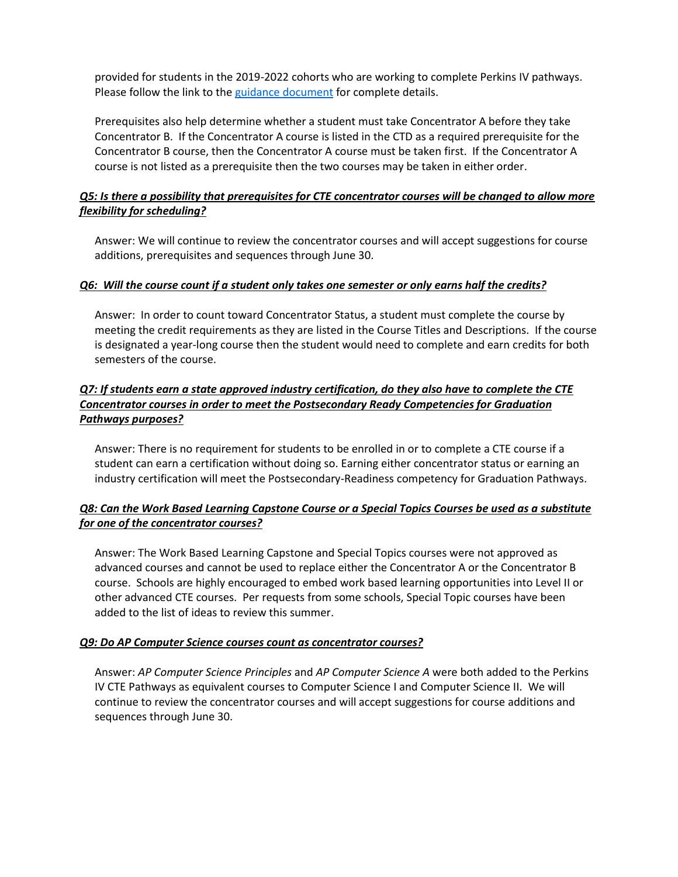provided for students in the 2019-2022 cohorts who are working to complete Perkins IV pathways. Please follow the link to the [guidance document] for complete details.

Prerequisites also help determine whether a student must take Concentrator A before they take Concentrator B. If the Concentrator A course is listed in the CTD as a required prerequisite for the Concentrator B course, then the Concentrator A course must be taken first. If the Concentrator A course is not listed as a prerequisite then the two courses may be taken in either order.

***Q5: Is there a possibility that prerequisites for CTE concentrator courses will be changed to allow more flexibility for scheduling?***

Answer: We will continue to review the concentrator courses and will accept suggestions for course additions, prerequisites and sequences through June 30.

***Q6: Will the course count if a student only takes one semester or only earns half the credits?***

Answer: In order to count toward Concentrator Status, a student must complete the course by meeting the credit requirements as they are listed in the Course Titles and Descriptions. If the course is designated a year-long course then the student would need to complete and earn credits for both semesters of the course.

***Q7: If students earn a state approved industry certification, do they also have to complete the CTE Concentrator courses in order to meet the Postsecondary Ready Competencies for Graduation Pathways purposes?***

Answer: There is no requirement for students to be enrolled in or to complete a CTE course if a student can earn a certification without doing so. Earning either concentrator status or earning an industry certification will meet the Postsecondary-Readiness competency for Graduation Pathways.

***Q8: Can the Work Based Learning Capstone Course or a Special Topics Courses be used as a substitute for one of the concentrator courses?***

Answer: The Work Based Learning Capstone and Special Topics courses were not approved as advanced courses and cannot be used to replace either the Concentrator A or the Concentrator B course. Schools are highly encouraged to embed work based learning opportunities into Level II or other advanced CTE courses. Per requests from some schools, Special Topic courses have been added to the list of ideas to review this summer.

***Q9: Do AP Computer Science courses count as concentrator courses?***

Answer: *AP Computer Science Principles* and *AP Computer Science A* were both added to the Perkins IV CTE Pathways as equivalent courses to Computer Science I and Computer Science II. We will continue to review the concentrator courses and will accept suggestions for course additions and sequences through June 30.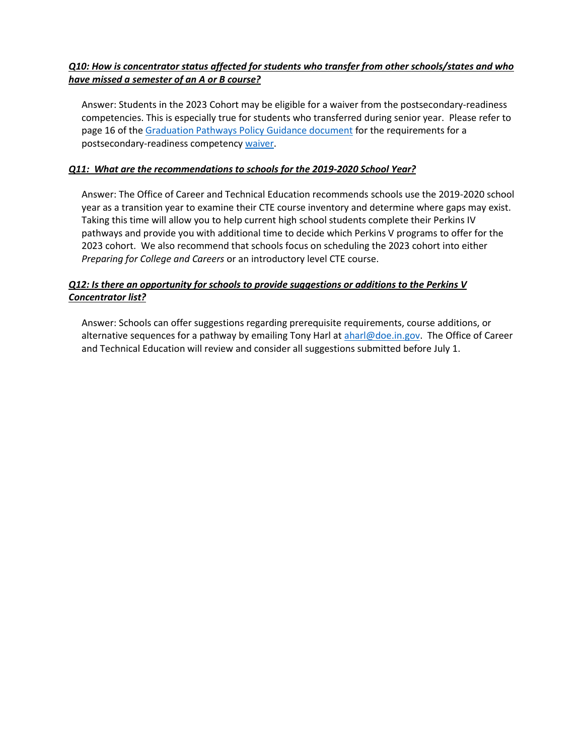***Q10: How is concentrator status affected for students who transfer from other schools/states and who have missed a semester of an A or B course?***

Answer: Students in the 2023 Cohort may be eligible for a waiver from the postsecondary-readiness competencies. This is especially true for students who transferred during senior year. Please refer to page 16 of the Graduation Pathways Policy Guidance document for the requirements for a postsecondary-readiness competency waiver.

***Q11: What are the recommendations to schools for the 2019-2020 School Year?***

Answer: The Office of Career and Technical Education recommends schools use the 2019-2020 school year as a transition year to examine their CTE course inventory and determine where gaps may exist. Taking this time will allow you to help current high school students complete their Perkins IV pathways and provide you with additional time to decide which Perkins V programs to offer for the 2023 cohort. We also recommend that schools focus on scheduling the 2023 cohort into either *Preparing for College and Careers* or an introductory level CTE course.

***Q12: Is there an opportunity for schools to provide suggestions or additions to the Perkins V Concentrator list?***

Answer: Schools can offer suggestions regarding prerequisite requirements, course additions, or alternative sequences for a pathway by emailing Tony Harl at aharl@doe.in.gov. The Office of Career and Technical Education will review and consider all suggestions submitted before July 1.